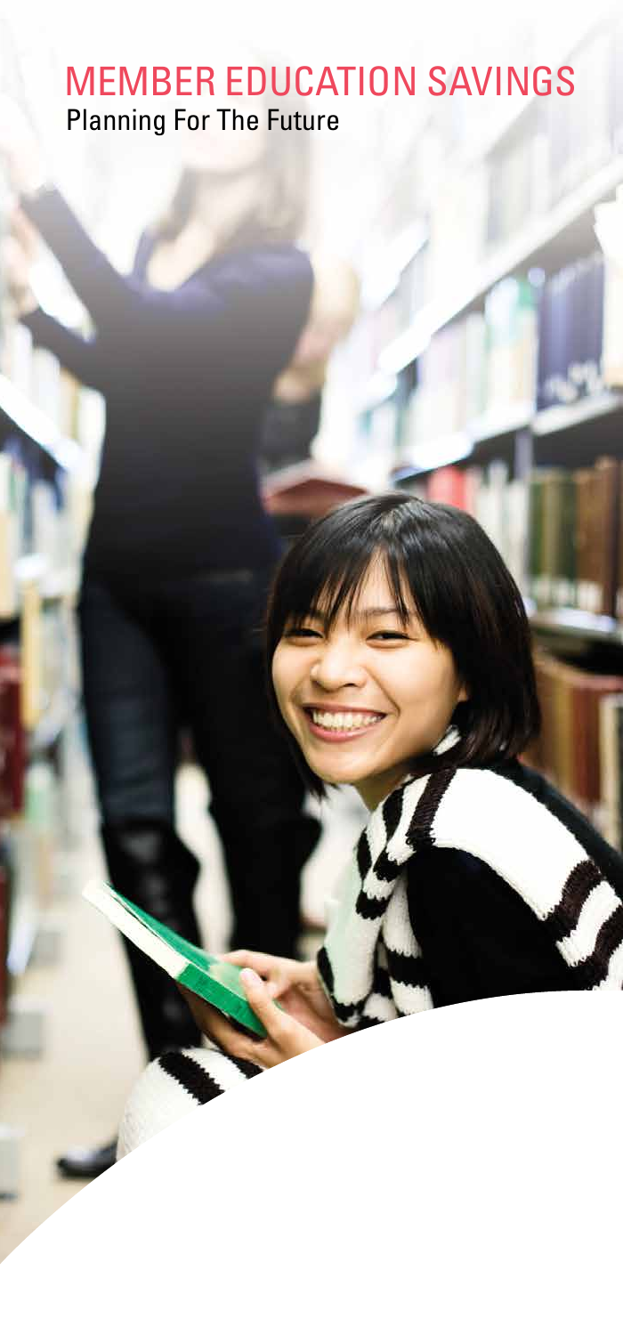# MEMBER EDUCATION SAVINGS

Planning For The Future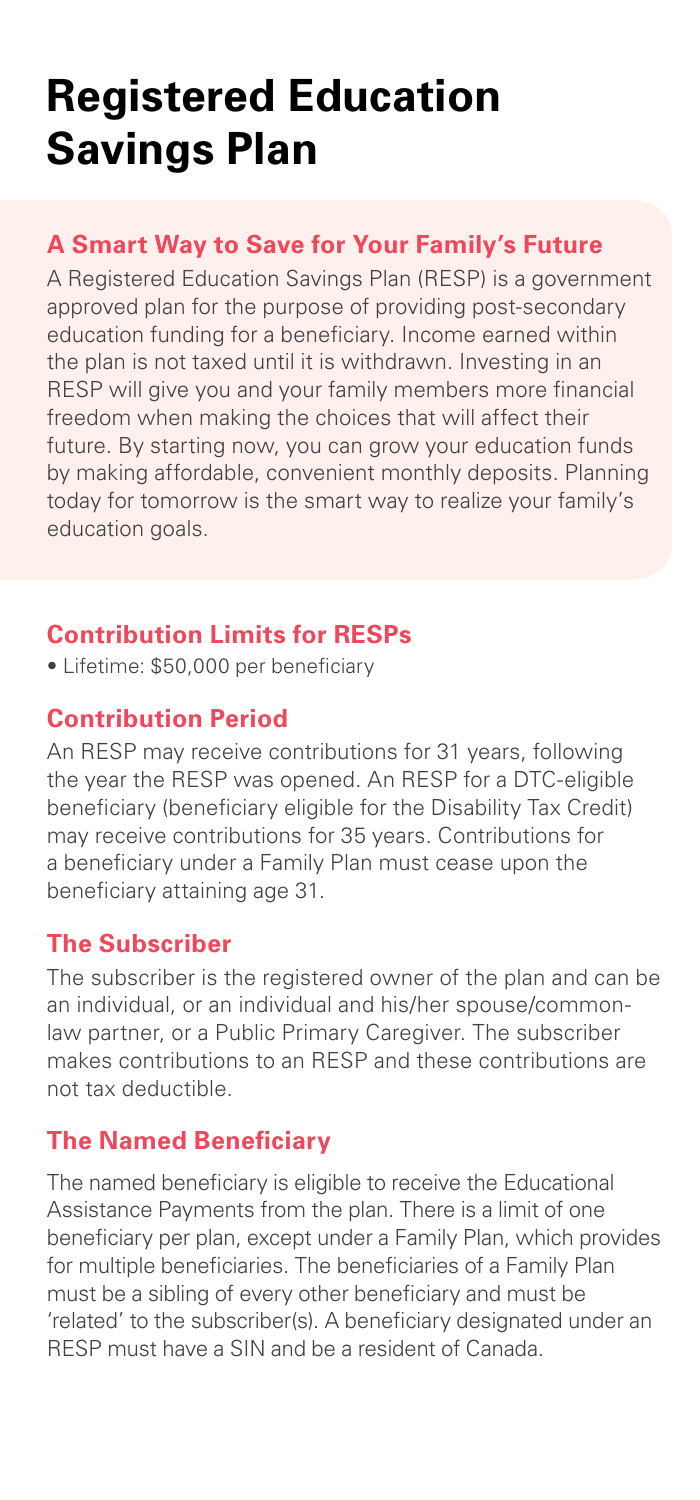# Registered Education Savings Plan

### A Smart Way to Save for Your Family's Future

A Registered Education Savings Plan (RESP) is a government approved plan for the purpose of providing post-secondary education funding for a beneficiary. Income earned within the plan is not taxed until it is withdrawn. Investing in an RESP will give you and your family members more financial freedom when making the choices that will affect their future. By starting now, you can grow your education funds by making affordable, convenient monthly deposits. Planning today for tomorrow is the smart way to realize your family's education goals.

### Contribution Limits for RESPs

- Lifetime: $50,000 per beneficiary

### Contribution Period

An RESP may receive contributions for 31 years, following the year the RESP was opened. An RESP for a DTC-eligible beneficiary (beneficiary eligible for the Disability Tax Credit) may receive contributions for 35 years. Contributions for a beneficiary under a Family Plan must cease upon the beneficiary attaining age 31.

### The Subscriber

The subscriber is the registered owner of the plan and can be an individual, or an individual and his/her spouse/common-law partner, or a Public Primary Caregiver. The subscriber makes contributions to an RESP and these contributions are not tax deductible.

### The Named Beneficiary

The named beneficiary is eligible to receive the Educational Assistance Payments from the plan. There is a limit of one beneficiary per plan, except under a Family Plan, which provides for multiple beneficiaries. The beneficiaries of a Family Plan must be a sibling of every other beneficiary and must be 'related' to the subscriber(s). A beneficiary designated under an RESP must have a SIN and be a resident of Canada.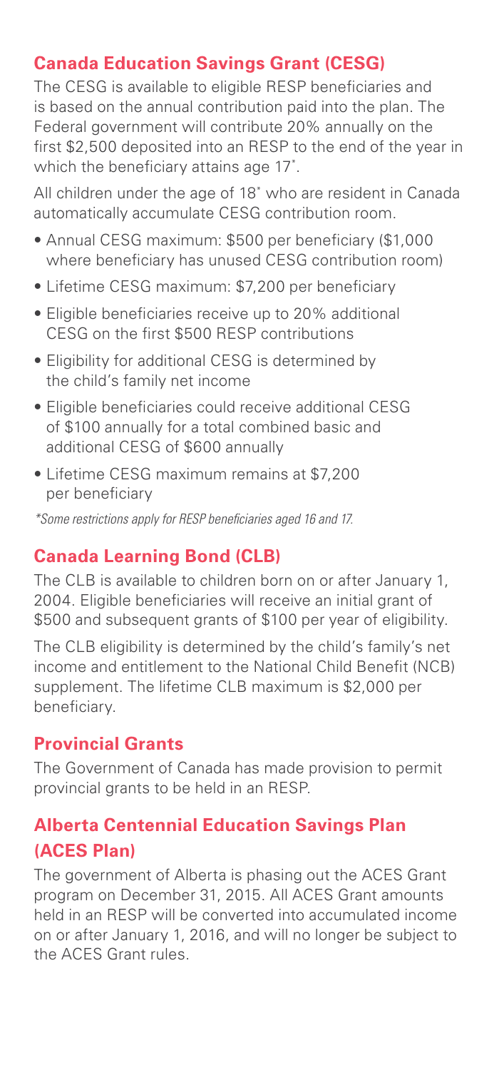## Canada Education Savings Grant (CESG)

The CESG is available to eligible RESP beneficiaries and is based on the annual contribution paid into the plan. The Federal government will contribute 20% annually on the first $2,500 deposited into an RESP to the end of the year in which the beneficiary attains age 17*.

All children under the age of 18* who are resident in Canada automatically accumulate CESG contribution room.

- Annual CESG maximum: $500 per beneficiary ($1,000 where beneficiary has unused CESG contribution room)
- Lifetime CESG maximum: $7,200 per beneficiary
- Eligible beneficiaries receive up to 20% additional CESG on the first $500 RESP contributions
- Eligibility for additional CESG is determined by the child's family net income
- Eligible beneficiaries could receive additional CESG of $100 annually for a total combined basic and additional CESG of $600 annually
- Lifetime CESG maximum remains at $7,200 per beneficiary

*\*Some restrictions apply for RESP beneficiaries aged 16 and 17.*

## Canada Learning Bond (CLB)

The CLB is available to children born on or after January 1, 2004. Eligible beneficiaries will receive an initial grant of $500 and subsequent grants of $100 per year of eligibility.

The CLB eligibility is determined by the child's family's net income and entitlement to the National Child Benefit (NCB) supplement. The lifetime CLB maximum is $2,000 per beneficiary.

## Provincial Grants

The Government of Canada has made provision to permit provincial grants to be held in an RESP.

## Alberta Centennial Education Savings Plan (ACES Plan)

The government of Alberta is phasing out the ACES Grant program on December 31, 2015. All ACES Grant amounts held in an RESP will be converted into accumulated income on or after January 1, 2016, and will no longer be subject to the ACES Grant rules.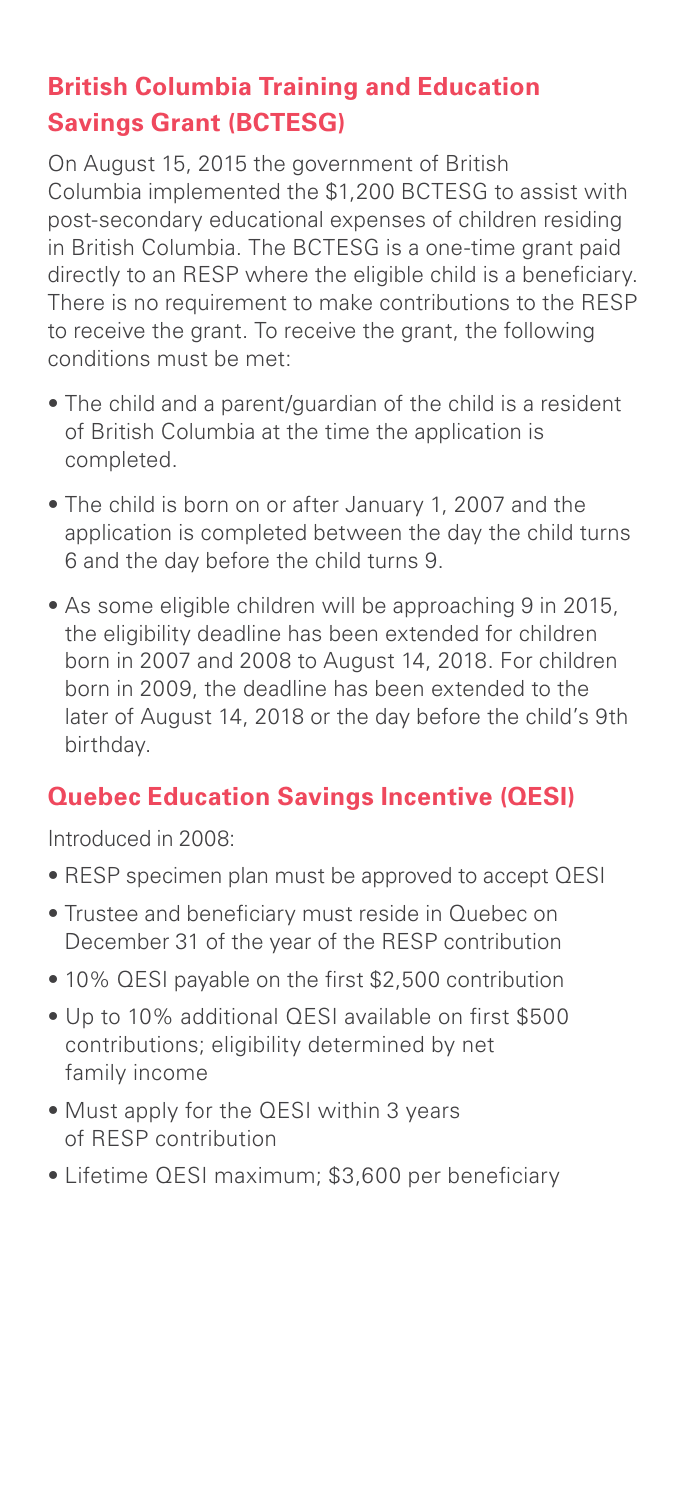## British Columbia Training and Education Savings Grant (BCTESG)

On August 15, 2015 the government of British Columbia implemented the $1,200 BCTESG to assist with post-secondary educational expenses of children residing in British Columbia. The BCTESG is a one-time grant paid directly to an RESP where the eligible child is a beneficiary. There is no requirement to make contributions to the RESP to receive the grant. To receive the grant, the following conditions must be met:

- The child and a parent/guardian of the child is a resident of British Columbia at the time the application is completed.
- The child is born on or after January 1, 2007 and the application is completed between the day the child turns 6 and the day before the child turns 9.
- As some eligible children will be approaching 9 in 2015, the eligibility deadline has been extended for children born in 2007 and 2008 to August 14, 2018. For children born in 2009, the deadline has been extended to the later of August 14, 2018 or the day before the child's 9th birthday.

## Quebec Education Savings Incentive (QESI)

Introduced in 2008:

- RESP specimen plan must be approved to accept QESI
- Trustee and beneficiary must reside in Quebec on December 31 of the year of the RESP contribution
- 10% QESI payable on the first $2,500 contribution
- Up to 10% additional QESI available on first $500 contributions; eligibility determined by net family income
- Must apply for the QESI within 3 years of RESP contribution
- Lifetime QESI maximum; $3,600 per beneficiary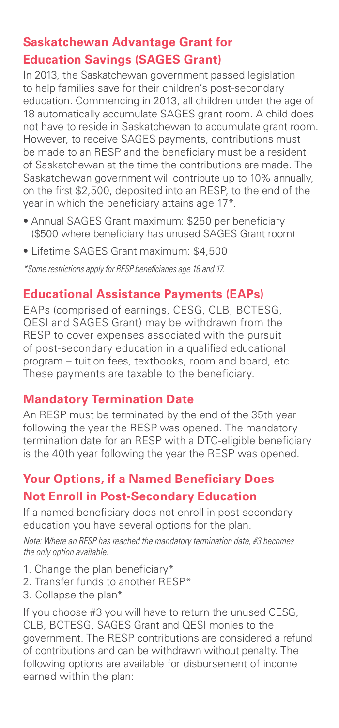## Saskatchewan Advantage Grant for Education Savings (SAGES Grant)

In 2013, the Saskatchewan government passed legislation to help families save for their children's post-secondary education. Commencing in 2013, all children under the age of 18 automatically accumulate SAGES grant room. A child does not have to reside in Saskatchewan to accumulate grant room. However, to receive SAGES payments, contributions must be made to an RESP and the beneficiary must be a resident of Saskatchewan at the time the contributions are made. The Saskatchewan government will contribute up to 10% annually, on the first $2,500, deposited into an RESP, to the end of the year in which the beneficiary attains age 17*.

- Annual SAGES Grant maximum: $250 per beneficiary ($500 where beneficiary has unused SAGES Grant room)
- Lifetime SAGES Grant maximum: $4,500

*\*Some restrictions apply for RESP beneficiaries age 16 and 17.*

## Educational Assistance Payments (EAPs)

EAPs (comprised of earnings, CESG, CLB, BCTESG, QESI and SAGES Grant) may be withdrawn from the RESP to cover expenses associated with the pursuit of post-secondary education in a qualified educational program – tuition fees, textbooks, room and board, etc. These payments are taxable to the beneficiary.

## Mandatory Termination Date

An RESP must be terminated by the end of the 35th year following the year the RESP was opened. The mandatory termination date for an RESP with a DTC-eligible beneficiary is the 40th year following the year the RESP was opened.

## Your Options, if a Named Beneficiary Does Not Enroll in Post-Secondary Education

If a named beneficiary does not enroll in post-secondary education you have several options for the plan.

*Note: Where an RESP has reached the mandatory termination date, #3 becomes the only option available.*

1. Change the plan beneficiary*
2. Transfer funds to another RESP*
3. Collapse the plan*

If you choose #3 you will have to return the unused CESG, CLB, BCTESG, SAGES Grant and QESI monies to the government. The RESP contributions are considered a refund of contributions and can be withdrawn without penalty. The following options are available for disbursement of income earned within the plan: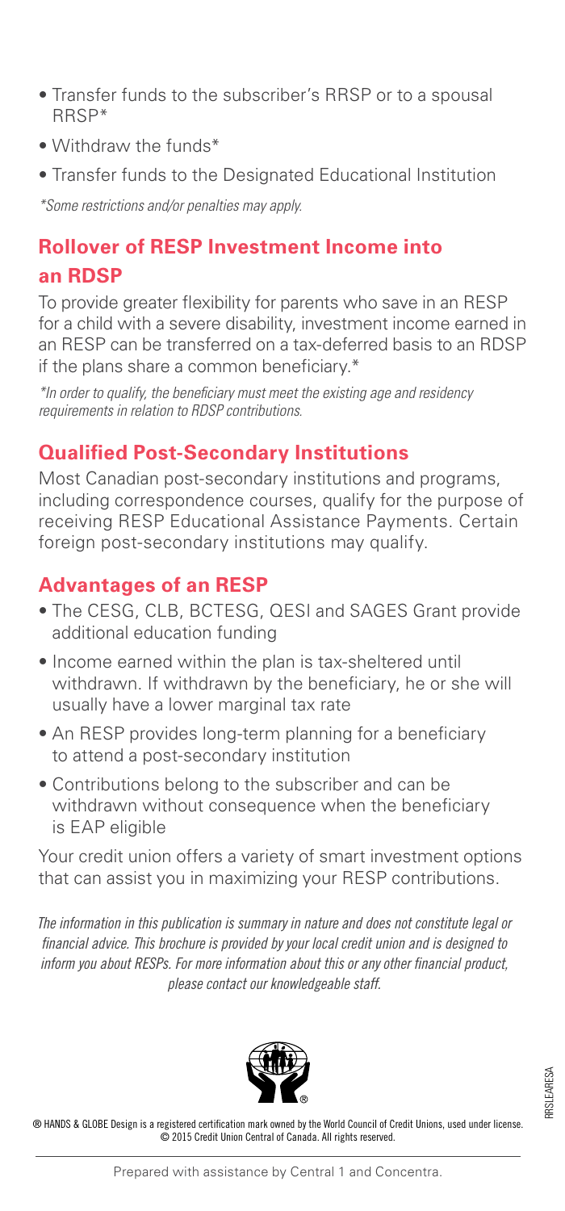- Transfer funds to the subscriber's RRSP or to a spousal RRSP*
- Withdraw the funds*
- Transfer funds to the Designated Educational Institution

*\*Some restrictions and/or penalties may apply.*

## Rollover of RESP Investment Income into an RDSP

To provide greater flexibility for parents who save in an RESP for a child with a severe disability, investment income earned in an RESP can be transferred on a tax-deferred basis to an RDSP if the plans share a common beneficiary.*

*\*In order to qualify, the beneficiary must meet the existing age and residency requirements in relation to RDSP contributions.*

## Qualified Post-Secondary Institutions

Most Canadian post-secondary institutions and programs, including correspondence courses, qualify for the purpose of receiving RESP Educational Assistance Payments. Certain foreign post-secondary institutions may qualify.

## Advantages of an RESP

- The CESG, CLB, BCTESG, QESI and SAGES Grant provide additional education funding
- Income earned within the plan is tax-sheltered until withdrawn. If withdrawn by the beneficiary, he or she will usually have a lower marginal tax rate
- An RESP provides long-term planning for a beneficiary to attend a post-secondary institution
- Contributions belong to the subscriber and can be withdrawn without consequence when the beneficiary is EAP eligible

Your credit union offers a variety of smart investment options that can assist you in maximizing your RESP contributions.

*The information in this publication is summary in nature and does not constitute legal or financial advice. This brochure is provided by your local credit union and is designed to inform you about RESPs. For more information about this or any other financial product, please contact our knowledgeable staff.*

RRSLEARESA

® HANDS & GLOBE Design is a registered certification mark owned by the World Council of Credit Unions, used under license. © 2015 Credit Union Central of Canada. All rights reserved.

Prepared with assistance by Central 1 and Concentra.